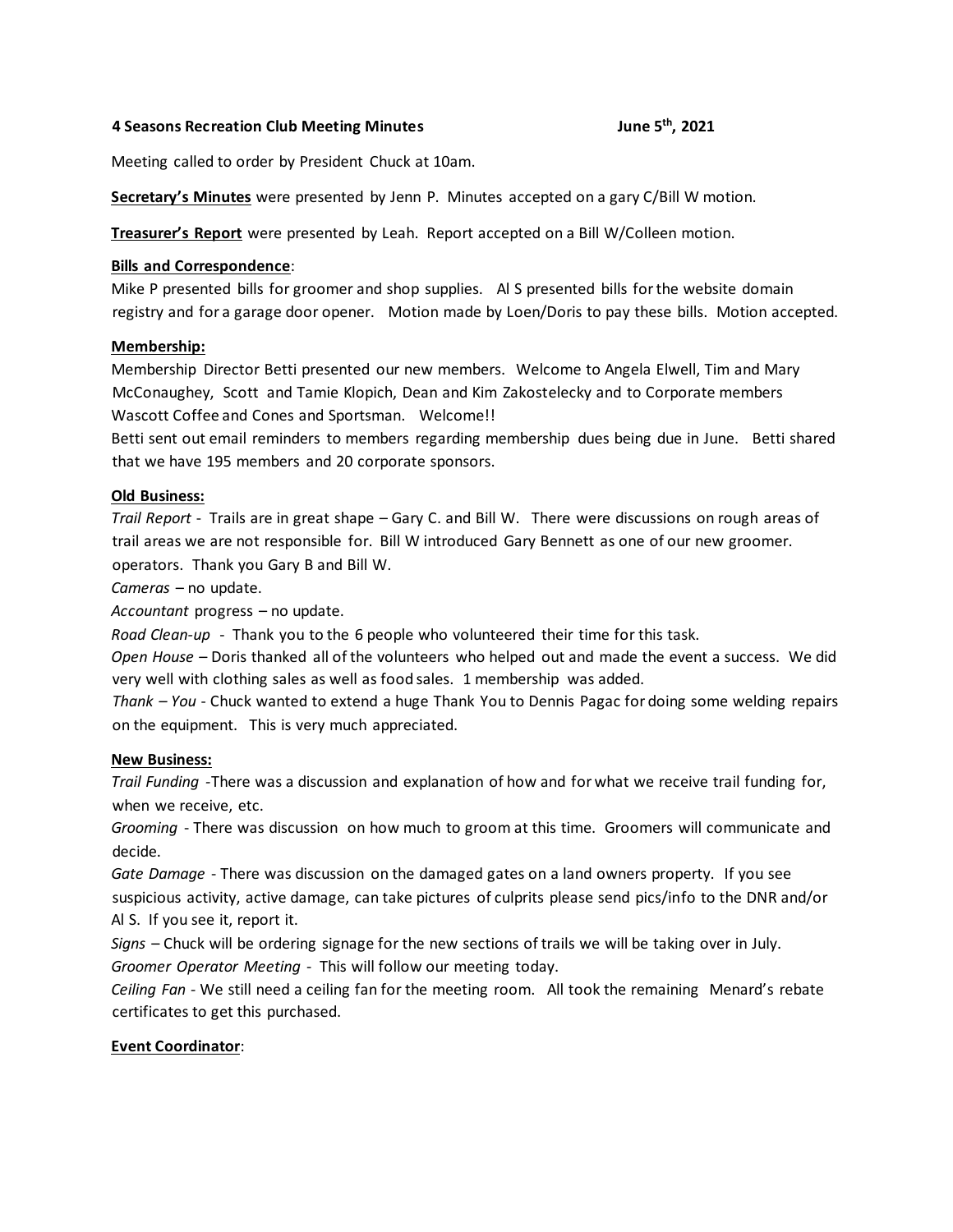**4 Seasons Recreation Club Meeting Minutes** **June 5th, 2021**

Meeting called to order by President Chuck at 10am.

**Secretary's Minutes** were presented by Jenn P. Minutes accepted on a gary C/Bill W motion.

**Treasurer's Report** were presented by Leah. Report accepted on a Bill W/Colleen motion.

**Bills and Correspondence**:
Mike P presented bills for groomer and shop supplies. Al S presented bills for the website domain registry and for a garage door opener. Motion made by Loen/Doris to pay these bills. Motion accepted.

**Membership:**
Membership Director Betti presented our new members. Welcome to Angela Elwell, Tim and Mary McConaughey, Scott and Tamie Klopich, Dean and Kim Zakostelecky and to Corporate members Wascott Coffee and Cones and Sportsman. Welcome!!
Betti sent out email reminders to members regarding membership dues being due in June. Betti shared that we have 195 members and 20 corporate sponsors.

**Old Business:**
*Trail Report* - Trails are in great shape – Gary C. and Bill W. There were discussions on rough areas of trail areas we are not responsible for. Bill W introduced Gary Bennett as one of our new groomer. operators. Thank you Gary B and Bill W.
*Cameras* – no update.
*Accountant* progress – no update.
*Road Clean-up* - Thank you to the 6 people who volunteered their time for this task.
*Open House* – Doris thanked all of the volunteers who helped out and made the event a success. We did very well with clothing sales as well as food sales. 1 membership was added.
*Thank – You* - Chuck wanted to extend a huge Thank You to Dennis Pagac for doing some welding repairs on the equipment. This is very much appreciated.

**New Business:**
*Trail Funding* -There was a discussion and explanation of how and for what we receive trail funding for, when we receive, etc.
*Grooming* - There was discussion on how much to groom at this time. Groomers will communicate and decide.
*Gate Damage* - There was discussion on the damaged gates on a land owners property. If you see suspicious activity, active damage, can take pictures of culprits please send pics/info to the DNR and/or Al S. If you see it, report it.
*Signs* – Chuck will be ordering signage for the new sections of trails we will be taking over in July.
*Groomer Operator Meeting* - This will follow our meeting today.
*Ceiling Fan* - We still need a ceiling fan for the meeting room. All took the remaining Menard's rebate certificates to get this purchased.

**Event Coordinator**: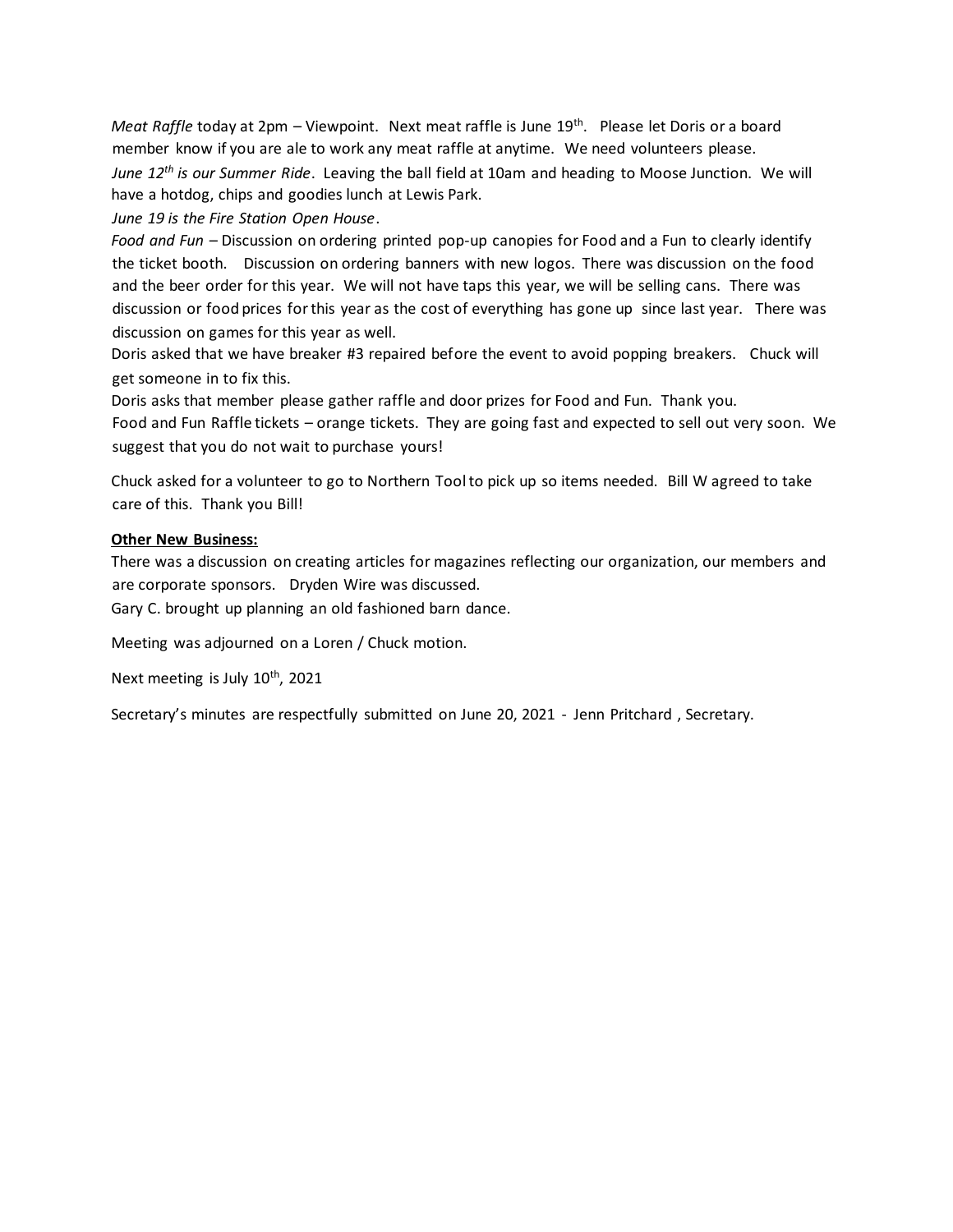*Meat Raffle* today at 2pm – Viewpoint. Next meat raffle is June 19th. Please let Doris or a board member know if you are ale to work any meat raffle at anytime. We need volunteers please.

*June 12th is our Summer Ride*. Leaving the ball field at 10am and heading to Moose Junction. We will have a hotdog, chips and goodies lunch at Lewis Park.

*June 19 is the Fire Station Open House*.

*Food and Fun* – Discussion on ordering printed pop-up canopies for Food and a Fun to clearly identify the ticket booth. Discussion on ordering banners with new logos. There was discussion on the food and the beer order for this year. We will not have taps this year, we will be selling cans. There was discussion or food prices for this year as the cost of everything has gone up since last year. There was discussion on games for this year as well.

Doris asked that we have breaker #3 repaired before the event to avoid popping breakers. Chuck will get someone in to fix this.

Doris asks that member please gather raffle and door prizes for Food and Fun. Thank you.

Food and Fun Raffle tickets – orange tickets. They are going fast and expected to sell out very soon. We suggest that you do not wait to purchase yours!

Chuck asked for a volunteer to go to Northern Tool to pick up so items needed. Bill W agreed to take care of this. Thank you Bill!

**Other New Business:**

There was a discussion on creating articles for magazines reflecting our organization, our members and are corporate sponsors. Dryden Wire was discussed.

Gary C. brought up planning an old fashioned barn dance.

Meeting was adjourned on a Loren / Chuck motion.

Next meeting is July 10th, 2021

Secretary's minutes are respectfully submitted on June 20, 2021 - Jenn Pritchard , Secretary.